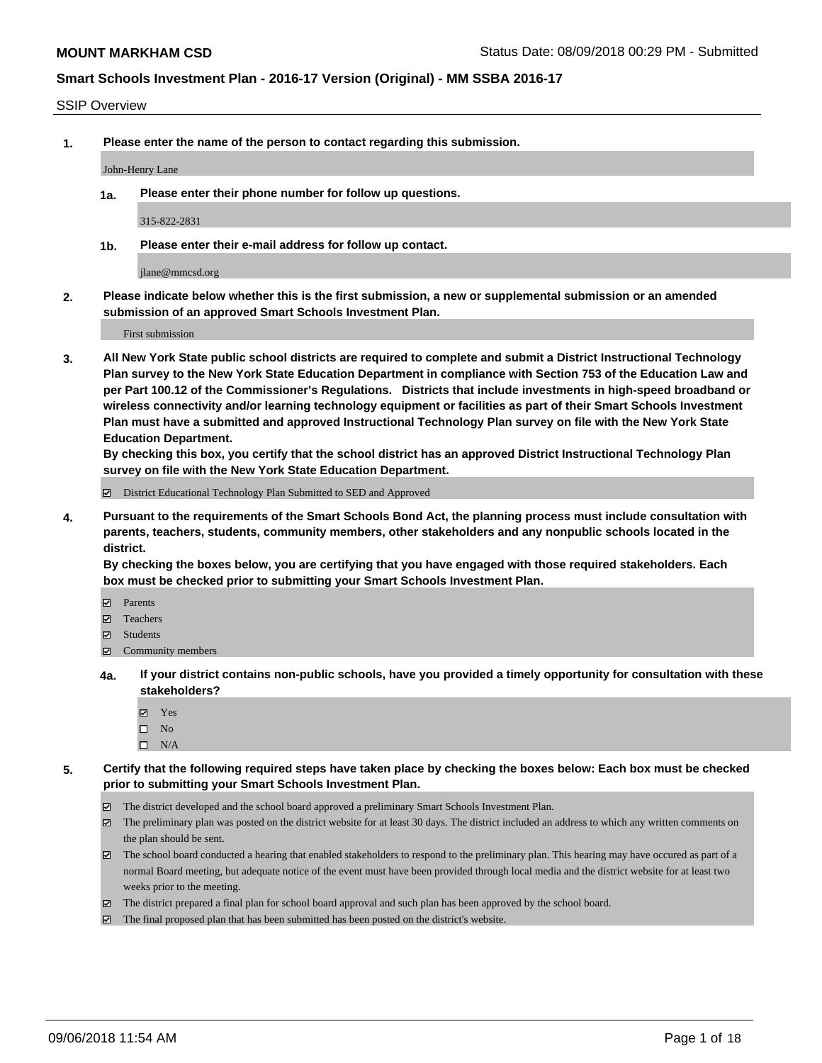**MOUNT MARKHAM CSD** Status Date: 08/09/2018 00:29 PM - Submitted

**Smart Schools Investment Plan - 2016-17 Version (Original) - MM SSBA 2016-17**

SSIP Overview

**1. Please enter the name of the person to contact regarding this submission.**

John-Henry Lane

**1a. Please enter their phone number for follow up questions.**

315-822-2831

**1b. Please enter their e-mail address for follow up contact.**

jlane@mmcsd.org

**2. Please indicate below whether this is the first submission, a new or supplemental submission or an amended submission of an approved Smart Schools Investment Plan.**

First submission

**3. All New York State public school districts are required to complete and submit a District Instructional Technology Plan survey to the New York State Education Department in compliance with Section 753 of the Education Law and per Part 100.12 of the Commissioner's Regulations. Districts that include investments in high-speed broadband or wireless connectivity and/or learning technology equipment or facilities as part of their Smart Schools Investment Plan must have a submitted and approved Instructional Technology Plan survey on file with the New York State Education Department.**
**By checking this box, you certify that the school district has an approved District Instructional Technology Plan survey on file with the New York State Education Department.**

- ☑ District Educational Technology Plan Submitted to SED and Approved

**4. Pursuant to the requirements of the Smart Schools Bond Act, the planning process must include consultation with parents, teachers, students, community members, other stakeholders and any nonpublic schools located in the district.**
**By checking the boxes below, you are certifying that you have engaged with those required stakeholders. Each box must be checked prior to submitting your Smart Schools Investment Plan.**

- ☑ Parents
- ☑ Teachers
- ☑ Students
- ☑ Community members

**4a. If your district contains non-public schools, have you provided a timely opportunity for consultation with these stakeholders?**

- ☑ Yes
- ☐ No
- ☐ N/A

**5. Certify that the following required steps have taken place by checking the boxes below: Each box must be checked prior to submitting your Smart Schools Investment Plan.**

- ☑ The district developed and the school board approved a preliminary Smart Schools Investment Plan.
- ☑ The preliminary plan was posted on the district website for at least 30 days. The district included an address to which any written comments on the plan should be sent.
- ☑ The school board conducted a hearing that enabled stakeholders to respond to the preliminary plan. This hearing may have occured as part of a normal Board meeting, but adequate notice of the event must have been provided through local media and the district website for at least two weeks prior to the meeting.
- ☑ The district prepared a final plan for school board approval and such plan has been approved by the school board.
- ☑ The final proposed plan that has been submitted has been posted on the district's website.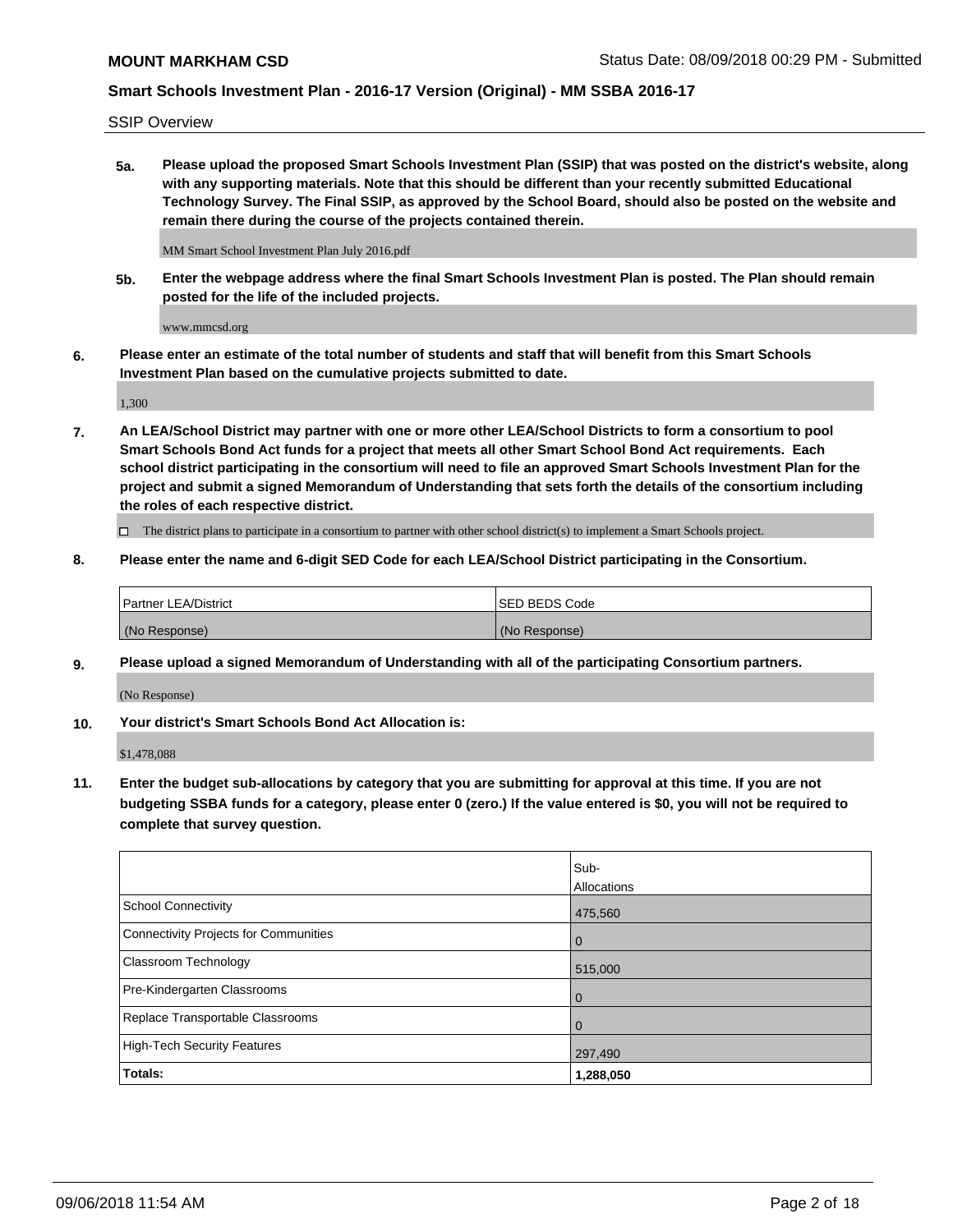SSIP Overview

**5a. Please upload the proposed Smart Schools Investment Plan (SSIP) that was posted on the district's website, along with any supporting materials. Note that this should be different than your recently submitted Educational Technology Survey. The Final SSIP, as approved by the School Board, should also be posted on the website and remain there during the course of the projects contained therein.**

MM Smart School Investment Plan July 2016.pdf

**5b. Enter the webpage address where the final Smart Schools Investment Plan is posted. The Plan should remain posted for the life of the included projects.**

www.mmcsd.org

**6. Please enter an estimate of the total number of students and staff that will benefit from this Smart Schools Investment Plan based on the cumulative projects submitted to date.**

1,300

**7. An LEA/School District may partner with one or more other LEA/School Districts to form a consortium to pool Smart Schools Bond Act funds for a project that meets all other Smart School Bond Act requirements. Each school district participating in the consortium will need to file an approved Smart Schools Investment Plan for the project and submit a signed Memorandum of Understanding that sets forth the details of the consortium including the roles of each respective district.**

☐ The district plans to participate in a consortium to partner with other school district(s) to implement a Smart Schools project.

**8. Please enter the name and 6-digit SED Code for each LEA/School District participating in the Consortium.**

| Partner LEA/District | SED BEDS Code |
|---|---|
| (No Response) | (No Response) |

**9. Please upload a signed Memorandum of Understanding with all of the participating Consortium partners.**

(No Response)

**10. Your district's Smart Schools Bond Act Allocation is:**

$1,478,088

**11. Enter the budget sub-allocations by category that you are submitting for approval at this time. If you are not budgeting SSBA funds for a category, please enter 0 (zero.) If the value entered is $0, you will not be required to complete that survey question.**

| | Sub-Allocations |
|---|---|
| School Connectivity | 475,560 |
| Connectivity Projects for Communities | 0 |
| Classroom Technology | 515,000 |
| Pre-Kindergarten Classrooms | 0 |
| Replace Transportable Classrooms | 0 |
| High-Tech Security Features | 297,490 |
| **Totals:** | **1,288,050** |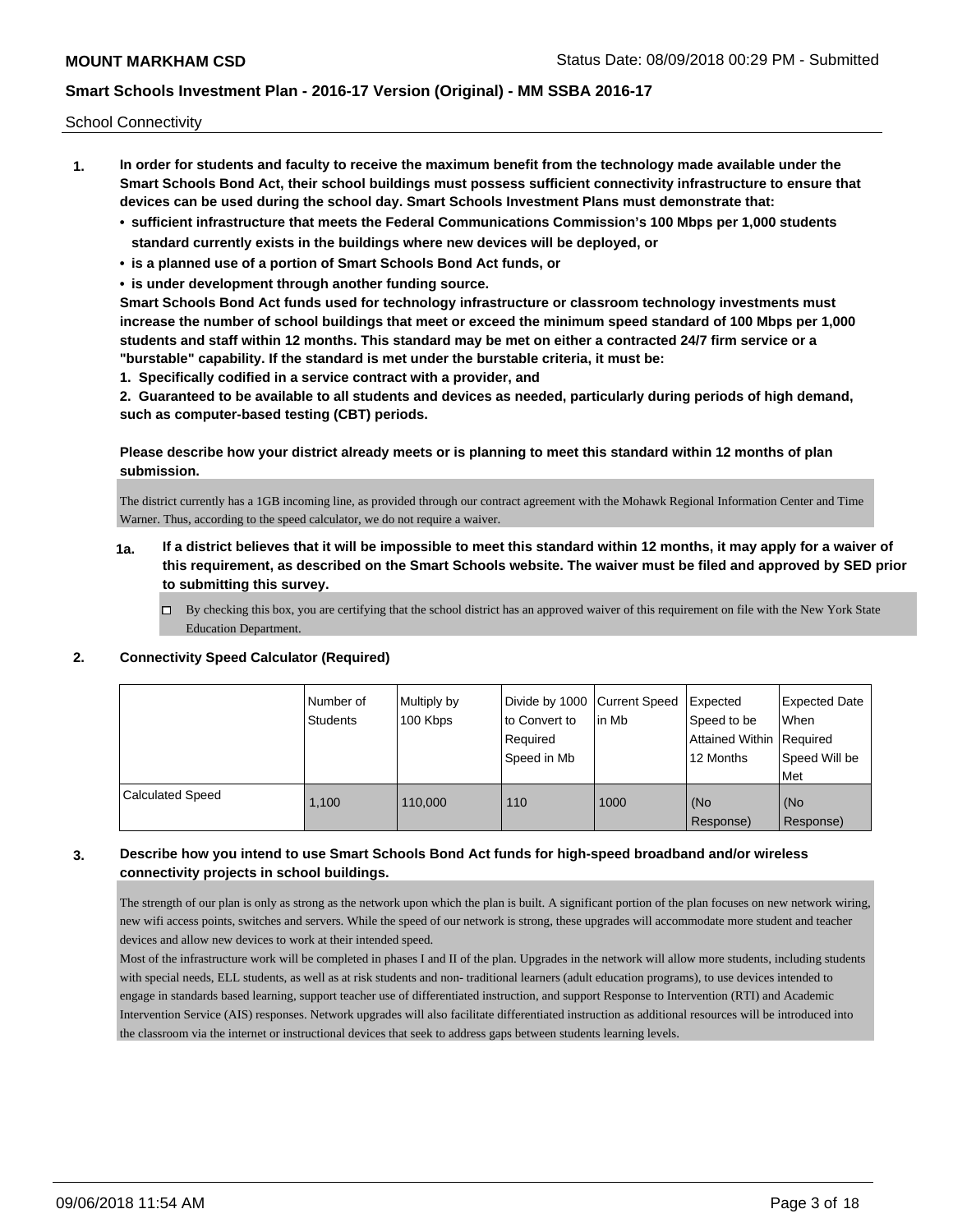School Connectivity

1. **In order for students and faculty to receive the maximum benefit from the technology made available under the Smart Schools Bond Act, their school buildings must possess sufficient connectivity infrastructure to ensure that devices can be used during the school day. Smart Schools Investment Plans must demonstrate that:**
   - **sufficient infrastructure that meets the Federal Communications Commission's 100 Mbps per 1,000 students standard currently exists in the buildings where new devices will be deployed, or**
   - **is a planned use of a portion of Smart Schools Bond Act funds, or**
   - **is under development through another funding source.**

   **Smart Schools Bond Act funds used for technology infrastructure or classroom technology investments must increase the number of school buildings that meet or exceed the minimum speed standard of 100 Mbps per 1,000 students and staff within 12 months. This standard may be met on either a contracted 24/7 firm service or a "burstable" capability. If the standard is met under the burstable criteria, it must be:**

   **1. Specifically codified in a service contract with a provider, and**

   **2. Guaranteed to be available to all students and devices as needed, particularly during periods of high demand, such as computer-based testing (CBT) periods.**

   **Please describe how your district already meets or is planning to meet this standard within 12 months of plan submission.**

   The district currently has a 1GB incoming line, as provided through our contract agreement with the Mohawk Regional Information Center and Time Warner. Thus, according to the speed calculator, we do not require a waiver.

   **1a. If a district believes that it will be impossible to meet this standard within 12 months, it may apply for a waiver of this requirement, as described on the Smart Schools website. The waiver must be filed and approved by SED prior to submitting this survey.**

   ☐ By checking this box, you are certifying that the school district has an approved waiver of this requirement on file with the New York State Education Department.

2. **Connectivity Speed Calculator (Required)**

| | Number of Students | Multiply by 100 Kbps | Divide by 1000 to Convert to Required Speed in Mb | Current Speed in Mb | Expected Speed to be Attained Within 12 Months | Expected Date When Required Speed Will be Met |
|---|---|---|---|---|---|---|
| Calculated Speed | 1,100 | 110,000 | 110 | 1000 | (No Response) | (No Response) |

3. **Describe how you intend to use Smart Schools Bond Act funds for high-speed broadband and/or wireless connectivity projects in school buildings.**

   The strength of our plan is only as strong as the network upon which the plan is built. A significant portion of the plan focuses on new network wiring, new wifi access points, switches and servers. While the speed of our network is strong, these upgrades will accommodate more student and teacher devices and allow new devices to work at their intended speed.

   Most of the infrastructure work will be completed in phases I and II of the plan. Upgrades in the network will allow more students, including students with special needs, ELL students, as well as at risk students and non- traditional learners (adult education programs), to use devices intended to engage in standards based learning, support teacher use of differentiated instruction, and support Response to Intervention (RTI) and Academic Intervention Service (AIS) responses. Network upgrades will also facilitate differentiated instruction as additional resources will be introduced into the classroom via the internet or instructional devices that seek to address gaps between students learning levels.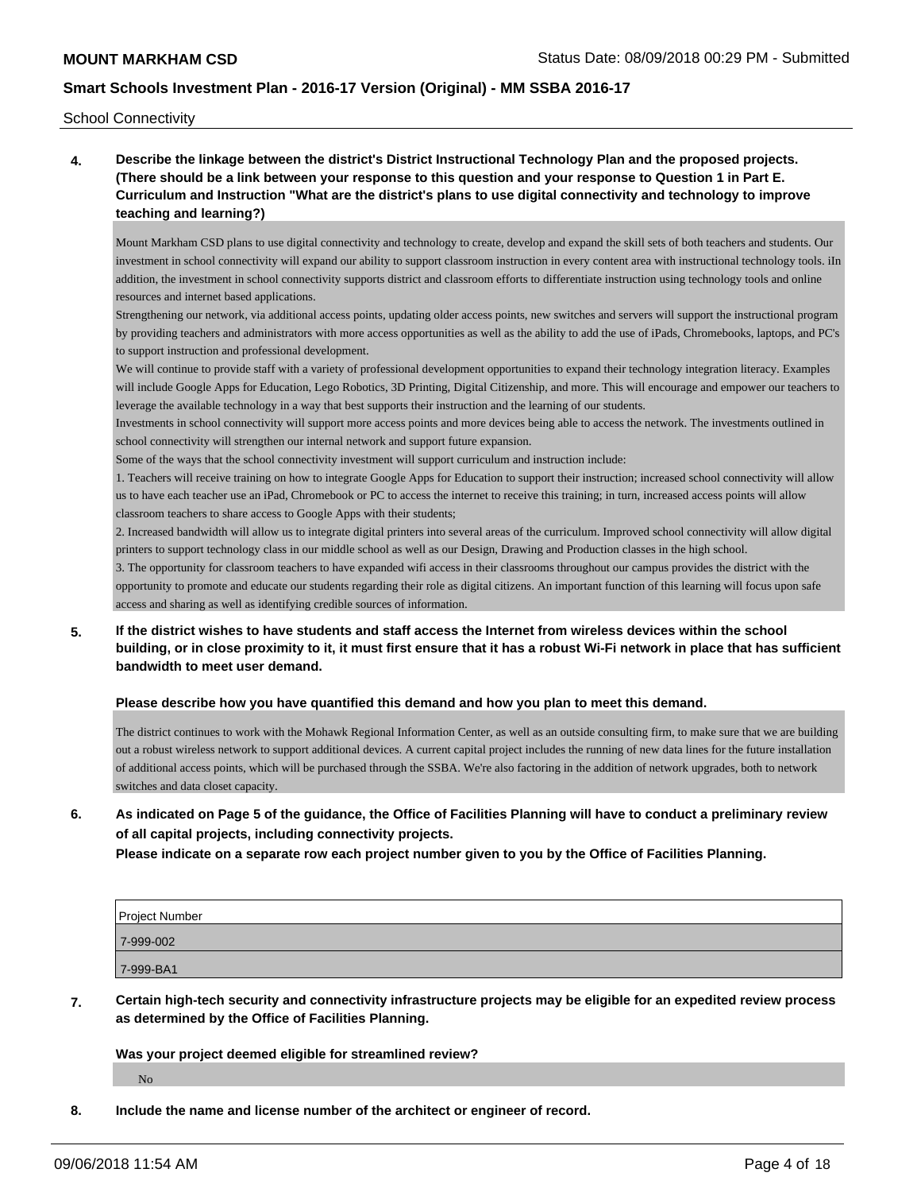School Connectivity

**4. Describe the linkage between the district's District Instructional Technology Plan and the proposed projects. (There should be a link between your response to this question and your response to Question 1 in Part E. Curriculum and Instruction "What are the district's plans to use digital connectivity and technology to improve teaching and learning?)**

Mount Markham CSD plans to use digital connectivity and technology to create, develop and expand the skill sets of both teachers and students. Our investment in school connectivity will expand our ability to support classroom instruction in every content area with instructional technology tools. iIn addition, the investment in school connectivity supports district and classroom efforts to differentiate instruction using technology tools and online resources and internet based applications.

Strengthening our network, via additional access points, updating older access points, new switches and servers will support the instructional program by providing teachers and administrators with more access opportunities as well as the ability to add the use of iPads, Chromebooks, laptops, and PC's to support instruction and professional development.

We will continue to provide staff with a variety of professional development opportunities to expand their technology integration literacy. Examples will include Google Apps for Education, Lego Robotics, 3D Printing, Digital Citizenship, and more. This will encourage and empower our teachers to leverage the available technology in a way that best supports their instruction and the learning of our students.

Investments in school connectivity will support more access points and more devices being able to access the network. The investments outlined in school connectivity will strengthen our internal network and support future expansion.

Some of the ways that the school connectivity investment will support curriculum and instruction include:

1. Teachers will receive training on how to integrate Google Apps for Education to support their instruction; increased school connectivity will allow us to have each teacher use an iPad, Chromebook or PC to access the internet to receive this training; in turn, increased access points will allow classroom teachers to share access to Google Apps with their students;
2. Increased bandwidth will allow us to integrate digital printers into several areas of the curriculum. Improved school connectivity will allow digital printers to support technology class in our middle school as well as our Design, Drawing and Production classes in the high school.
3. The opportunity for classroom teachers to have expanded wifi access in their classrooms throughout our campus provides the district with the opportunity to promote and educate our students regarding their role as digital citizens. An important function of this learning will focus upon safe access and sharing as well as identifying credible sources of information.

**5. If the district wishes to have students and staff access the Internet from wireless devices within the school building, or in close proximity to it, it must first ensure that it has a robust Wi-Fi network in place that has sufficient bandwidth to meet user demand.**

**Please describe how you have quantified this demand and how you plan to meet this demand.**

The district continues to work with the Mohawk Regional Information Center, as well as an outside consulting firm, to make sure that we are building out a robust wireless network to support additional devices. A current capital project includes the running of new data lines for the future installation of additional access points, which will be purchased through the SSBA. We're also factoring in the addition of network upgrades, both to network switches and data closet capacity.

**6. As indicated on Page 5 of the guidance, the Office of Facilities Planning will have to conduct a preliminary review of all capital projects, including connectivity projects.**
**Please indicate on a separate row each project number given to you by the Office of Facilities Planning.**

| Project Number |
|---|
| 7-999-002 |
| 7-999-BA1 |

**7. Certain high-tech security and connectivity infrastructure projects may be eligible for an expedited review process as determined by the Office of Facilities Planning.**

**Was your project deemed eligible for streamlined review?**

No

**8. Include the name and license number of the architect or engineer of record.**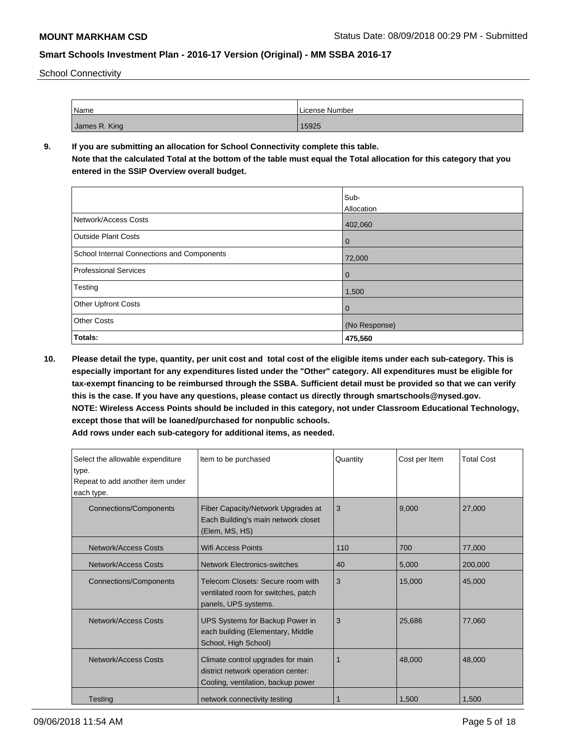School Connectivity

| Name | License Number |
| --- | --- |
| James R. King | 15925 |

**9. If you are submitting an allocation for School Connectivity complete this table. Note that the calculated Total at the bottom of the table must equal the Total allocation for this category that you entered in the SSIP Overview overall budget.**

| | Sub-Allocation |
| --- | --- |
| Network/Access Costs | 402,060 |
| Outside Plant Costs | 0 |
| School Internal Connections and Components | 72,000 |
| Professional Services | 0 |
| Testing | 1,500 |
| Other Upfront Costs | 0 |
| Other Costs | (No Response) |
| **Totals:** | **475,560** |

**10. Please detail the type, quantity, per unit cost and total cost of the eligible items under each sub-category. This is especially important for any expenditures listed under the "Other" category. All expenditures must be eligible for tax-exempt financing to be reimbursed through the SSBA. Sufficient detail must be provided so that we can verify this is the case. If you have any questions, please contact us directly through smartschools@nysed.gov. NOTE: Wireless Access Points should be included in this category, not under Classroom Educational Technology, except those that will be loaned/purchased for nonpublic schools. Add rows under each sub-category for additional items, as needed.**

| Select the allowable expenditure type. Repeat to add another item under each type. | Item to be purchased | Quantity | Cost per Item | Total Cost |
| --- | --- | --- | --- | --- |
| Connections/Components | Fiber Capacity/Network Upgrades at Each Building's main network closet (Elem, MS, HS) | 3 | 9,000 | 27,000 |
| Network/Access Costs | Wifi Access Points | 110 | 700 | 77,000 |
| Network/Access Costs | Network Electronics-switches | 40 | 5,000 | 200,000 |
| Connections/Components | Telecom Closets: Secure room with ventilated room for switches, patch panels, UPS systems. | 3 | 15,000 | 45,000 |
| Network/Access Costs | UPS Systems for Backup Power in each building (Elementary, Middle School, High School) | 3 | 25,686 | 77,060 |
| Network/Access Costs | Climate control upgrades for main district network operation center: Cooling, ventilation, backup power | 1 | 48,000 | 48,000 |
| Testing | network connectivity testing | 1 | 1,500 | 1,500 |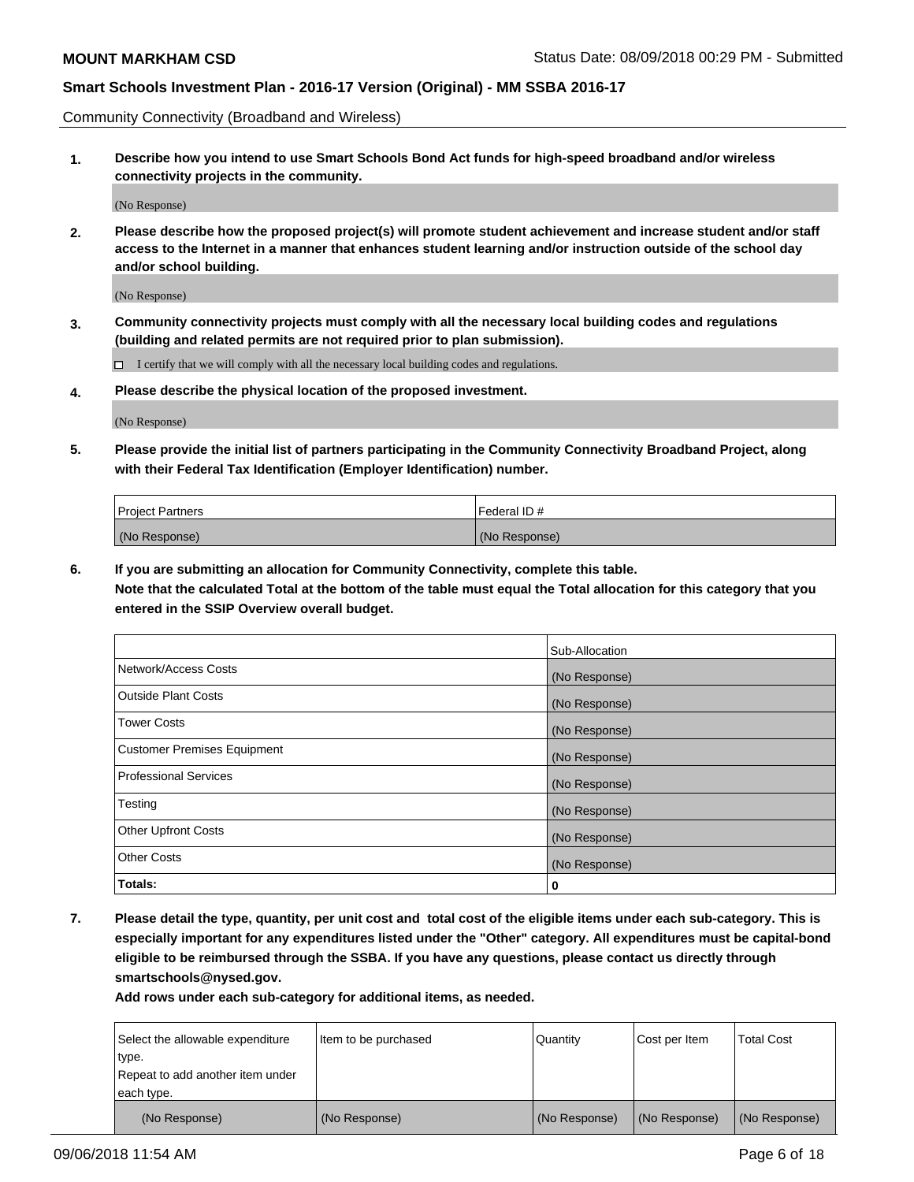Community Connectivity (Broadband and Wireless)

**1. Describe how you intend to use Smart Schools Bond Act funds for high-speed broadband and/or wireless connectivity projects in the community.**

(No Response)

**2. Please describe how the proposed project(s) will promote student achievement and increase student and/or staff access to the Internet in a manner that enhances student learning and/or instruction outside of the school day and/or school building.**

(No Response)

**3. Community connectivity projects must comply with all the necessary local building codes and regulations (building and related permits are not required prior to plan submission).**

☐ I certify that we will comply with all the necessary local building codes and regulations.

**4. Please describe the physical location of the proposed investment.**

(No Response)

**5. Please provide the initial list of partners participating in the Community Connectivity Broadband Project, along with their Federal Tax Identification (Employer Identification) number.**

| Project Partners | Federal ID # |
|---|---|
| (No Response) | (No Response) |

**6. If you are submitting an allocation for Community Connectivity, complete this table.**
**Note that the calculated Total at the bottom of the table must equal the Total allocation for this category that you entered in the SSIP Overview overall budget.**

| | Sub-Allocation |
|---|---|
| Network/Access Costs | (No Response) |
| Outside Plant Costs | (No Response) |
| Tower Costs | (No Response) |
| Customer Premises Equipment | (No Response) |
| Professional Services | (No Response) |
| Testing | (No Response) |
| Other Upfront Costs | (No Response) |
| Other Costs | (No Response) |
| **Totals:** | **0** |

**7. Please detail the type, quantity, per unit cost and total cost of the eligible items under each sub-category. This is especially important for any expenditures listed under the "Other" category. All expenditures must be capital-bond eligible to be reimbursed through the SSBA. If you have any questions, please contact us directly through smartschools@nysed.gov.**

**Add rows under each sub-category for additional items, as needed.**

| Select the allowable expenditure type. Repeat to add another item under each type. | Item to be purchased | Quantity | Cost per Item | Total Cost |
|---|---|---|---|---|
| (No Response) | (No Response) | (No Response) | (No Response) | (No Response) |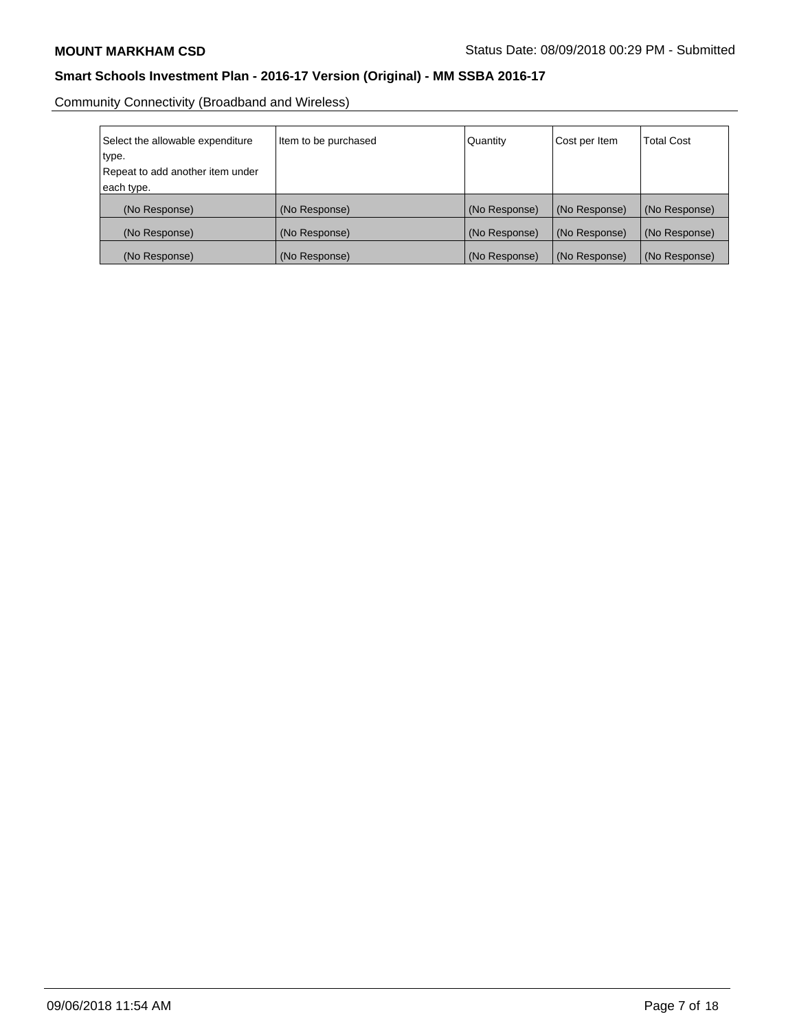Community Connectivity (Broadband and Wireless)

| Select the allowable expenditure type. Repeat to add another item under each type. | Item to be purchased | Quantity | Cost per Item | Total Cost |
|---|---|---|---|---|
| (No Response) | (No Response) | (No Response) | (No Response) | (No Response) |
| (No Response) | (No Response) | (No Response) | (No Response) | (No Response) |
| (No Response) | (No Response) | (No Response) | (No Response) | (No Response) |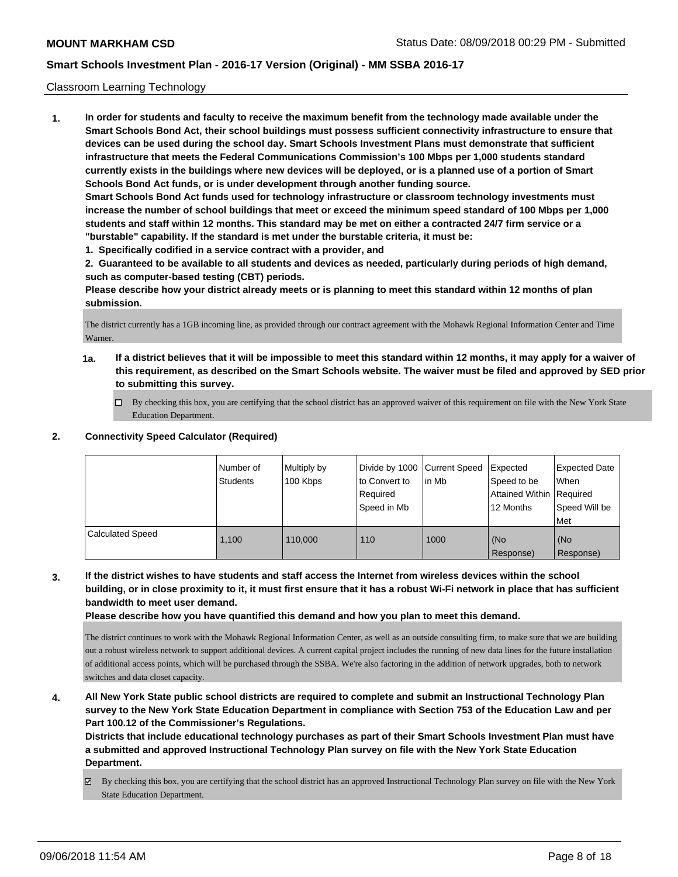Classroom Learning Technology

1. **In order for students and faculty to receive the maximum benefit from the technology made available under the Smart Schools Bond Act, their school buildings must possess sufficient connectivity infrastructure to ensure that devices can be used during the school day. Smart Schools Investment Plans must demonstrate that sufficient infrastructure that meets the Federal Communications Commission's 100 Mbps per 1,000 students standard currently exists in the buildings where new devices will be deployed, or is a planned use of a portion of Smart Schools Bond Act funds, or is under development through another funding source.**

   **Smart Schools Bond Act funds used for technology infrastructure or classroom technology investments must increase the number of school buildings that meet or exceed the minimum speed standard of 100 Mbps per 1,000 students and staff within 12 months. This standard may be met on either a contracted 24/7 firm service or a "burstable" capability. If the standard is met under the burstable criteria, it must be:**

   **1. Specifically codified in a service contract with a provider, and**

   **2. Guaranteed to be available to all students and devices as needed, particularly during periods of high demand, such as computer-based testing (CBT) periods.**

   **Please describe how your district already meets or is planning to meet this standard within 12 months of plan submission.**

   The district currently has a 1GB incoming line, as provided through our contract agreement with the Mohawk Regional Information Center and Time Warner.

   **1a. If a district believes that it will be impossible to meet this standard within 12 months, it may apply for a waiver of this requirement, as described on the Smart Schools website. The waiver must be filed and approved by SED prior to submitting this survey.**

   ☐ By checking this box, you are certifying that the school district has an approved waiver of this requirement on file with the New York State Education Department.

2. **Connectivity Speed Calculator (Required)**

| | Number of Students | Multiply by 100 Kbps | Divide by 1000 to Convert to Required Speed in Mb | Current Speed in Mb | Expected Speed to be Attained Within 12 Months | Expected Date When Required Speed Will be Met |
|---|---|---|---|---|---|---|
| Calculated Speed | 1,100 | 110,000 | 110 | 1000 | (No Response) | (No Response) |

3. **If the district wishes to have students and staff access the Internet from wireless devices within the school building, or in close proximity to it, it must first ensure that it has a robust Wi-Fi network in place that has sufficient bandwidth to meet user demand.**

   **Please describe how you have quantified this demand and how you plan to meet this demand.**

   The district continues to work with the Mohawk Regional Information Center, as well as an outside consulting firm, to make sure that we are building out a robust wireless network to support additional devices. A current capital project includes the running of new data lines for the future installation of additional access points, which will be purchased through the SSBA. We're also factoring in the addition of network upgrades, both to network switches and data closet capacity.

4. **All New York State public school districts are required to complete and submit an Instructional Technology Plan survey to the New York State Education Department in compliance with Section 753 of the Education Law and per Part 100.12 of the Commissioner's Regulations.**

   **Districts that include educational technology purchases as part of their Smart Schools Investment Plan must have a submitted and approved Instructional Technology Plan survey on file with the New York State Education Department.**

   ☑ By checking this box, you are certifying that the school district has an approved Instructional Technology Plan survey on file with the New York State Education Department.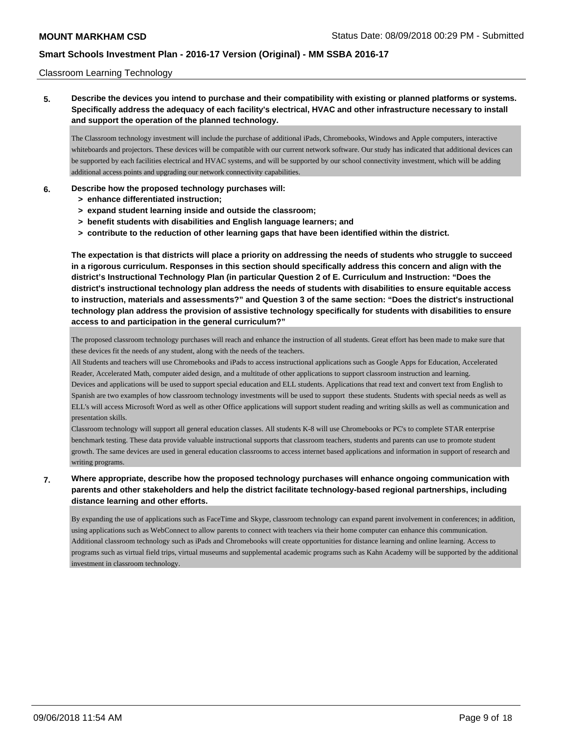Classroom Learning Technology

**5. Describe the devices you intend to purchase and their compatibility with existing or planned platforms or systems. Specifically address the adequacy of each facility's electrical, HVAC and other infrastructure necessary to install and support the operation of the planned technology.**

The Classroom technology investment will include the purchase of additional iPads, Chromebooks, Windows and Apple computers, interactive whiteboards and projectors. These devices will be compatible with our current network software. Our study has indicated that additional devices can be supported by each facilities electrical and HVAC systems, and will be supported by our school connectivity investment, which will be adding additional access points and upgrading our network connectivity capabilities.

**6. Describe how the proposed technology purchases will:**
- **> enhance differentiated instruction;**
- **> expand student learning inside and outside the classroom;**
- **> benefit students with disabilities and English language learners; and**
- **> contribute to the reduction of other learning gaps that have been identified within the district.**

**The expectation is that districts will place a priority on addressing the needs of students who struggle to succeed in a rigorous curriculum. Responses in this section should specifically address this concern and align with the district's Instructional Technology Plan (in particular Question 2 of E. Curriculum and Instruction: "Does the district's instructional technology plan address the needs of students with disabilities to ensure equitable access to instruction, materials and assessments?" and Question 3 of the same section: "Does the district's instructional technology plan address the provision of assistive technology specifically for students with disabilities to ensure access to and participation in the general curriculum?"**

The proposed classroom technology purchases will reach and enhance the instruction of all students. Great effort has been made to make sure that these devices fit the needs of any student, along with the needs of the teachers.
All Students and teachers will use Chromebooks and iPads to access instructional applications such as Google Apps for Education, Accelerated Reader, Accelerated Math, computer aided design, and a multitude of other applications to support classroom instruction and learning.
Devices and applications will be used to support special education and ELL students. Applications that read text and convert text from English to Spanish are two examples of how classroom technology investments will be used to support these students. Students with special needs as well as ELL's will access Microsoft Word as well as other Office applications will support student reading and writing skills as well as communication and presentation skills.
Classroom technology will support all general education classes. All students K-8 will use Chromebooks or PC's to complete STAR enterprise benchmark testing. These data provide valuable instructional supports that classroom teachers, students and parents can use to promote student growth. The same devices are used in general education classrooms to access internet based applications and information in support of research and writing programs.

**7. Where appropriate, describe how the proposed technology purchases will enhance ongoing communication with parents and other stakeholders and help the district facilitate technology-based regional partnerships, including distance learning and other efforts.**

By expanding the use of applications such as FaceTime and Skype, classroom technology can expand parent involvement in conferences; in addition, using applications such as WebConnect to allow parents to connect with teachers via their home computer can enhance this communication.
Additional classroom technology such as iPads and Chromebooks will create opportunities for distance learning and online learning. Access to programs such as virtual field trips, virtual museums and supplemental academic programs such as Kahn Academy will be supported by the additional investment in classroom technology.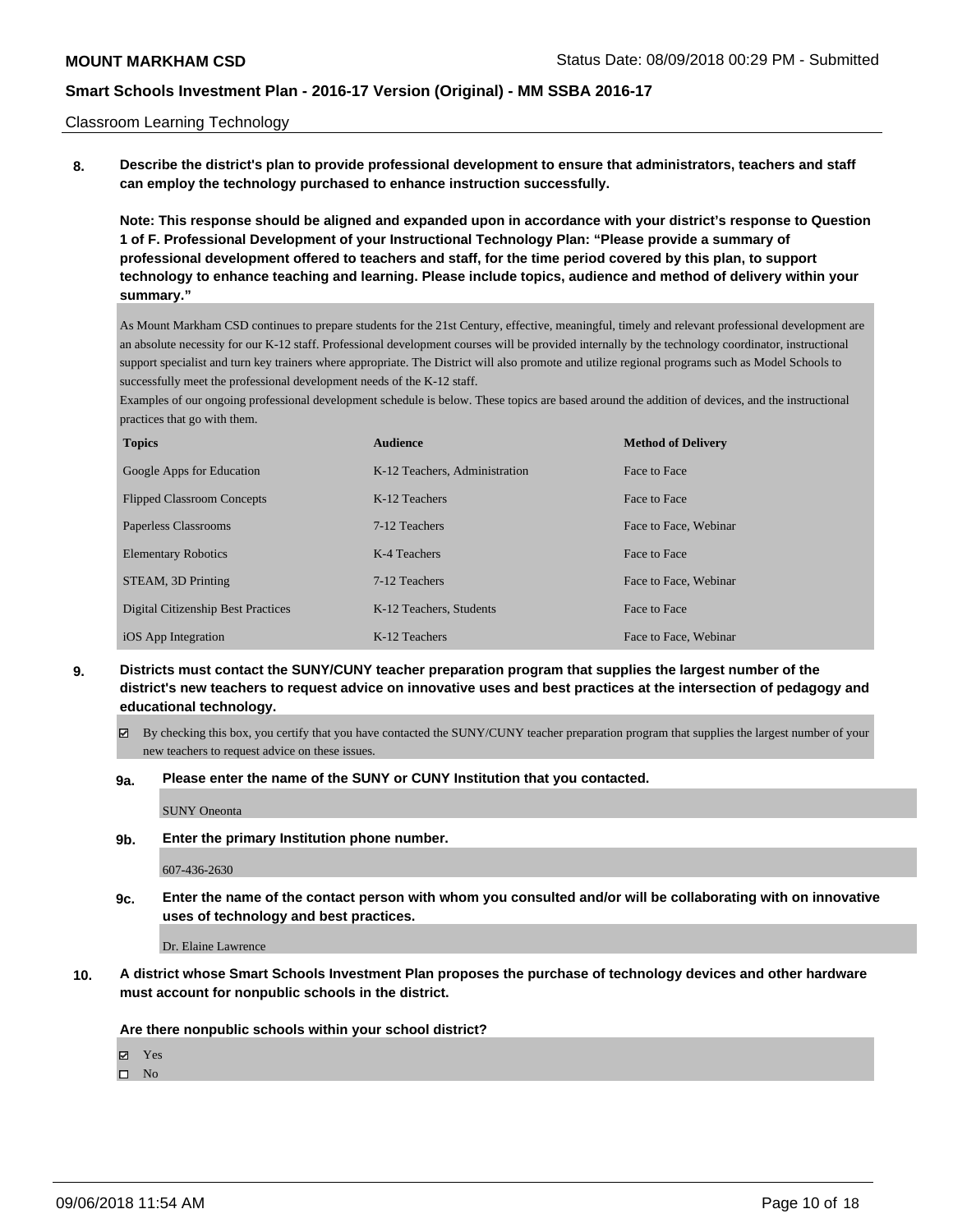Classroom Learning Technology

**8. Describe the district's plan to provide professional development to ensure that administrators, teachers and staff can employ the technology purchased to enhance instruction successfully.**

**Note: This response should be aligned and expanded upon in accordance with your district's response to Question 1 of F. Professional Development of your Instructional Technology Plan: "Please provide a summary of professional development offered to teachers and staff, for the time period covered by this plan, to support technology to enhance teaching and learning. Please include topics, audience and method of delivery within your summary."**

As Mount Markham CSD continues to prepare students for the 21st Century, effective, meaningful, timely and relevant professional development are an absolute necessity for our K-12 staff. Professional development courses will be provided internally by the technology coordinator, instructional support specialist and turn key trainers where appropriate. The District will also promote and utilize regional programs such as Model Schools to successfully meet the professional development needs of the K-12 staff.

Examples of our ongoing professional development schedule is below. These topics are based around the addition of devices, and the instructional practices that go with them.

| Topics | Audience | Method of Delivery |
|---|---|---|
| Google Apps for Education | K-12 Teachers, Administration | Face to Face |
| Flipped Classroom Concepts | K-12 Teachers | Face to Face |
| Paperless Classrooms | 7-12 Teachers | Face to Face, Webinar |
| Elementary Robotics | K-4 Teachers | Face to Face |
| STEAM, 3D Printing | 7-12 Teachers | Face to Face, Webinar |
| Digital Citizenship Best Practices | K-12 Teachers, Students | Face to Face |
| iOS App Integration | K-12 Teachers | Face to Face, Webinar |

**9. Districts must contact the SUNY/CUNY teacher preparation program that supplies the largest number of the district's new teachers to request advice on innovative uses and best practices at the intersection of pedagogy and educational technology.**

☑ By checking this box, you certify that you have contacted the SUNY/CUNY teacher preparation program that supplies the largest number of your new teachers to request advice on these issues.

**9a. Please enter the name of the SUNY or CUNY Institution that you contacted.**

SUNY Oneonta

**9b. Enter the primary Institution phone number.**

607-436-2630

**9c. Enter the name of the contact person with whom you consulted and/or will be collaborating with on innovative uses of technology and best practices.**

Dr. Elaine Lawrence

**10. A district whose Smart Schools Investment Plan proposes the purchase of technology devices and other hardware must account for nonpublic schools in the district.**

**Are there nonpublic schools within your school district?**

☑ Yes
☐ No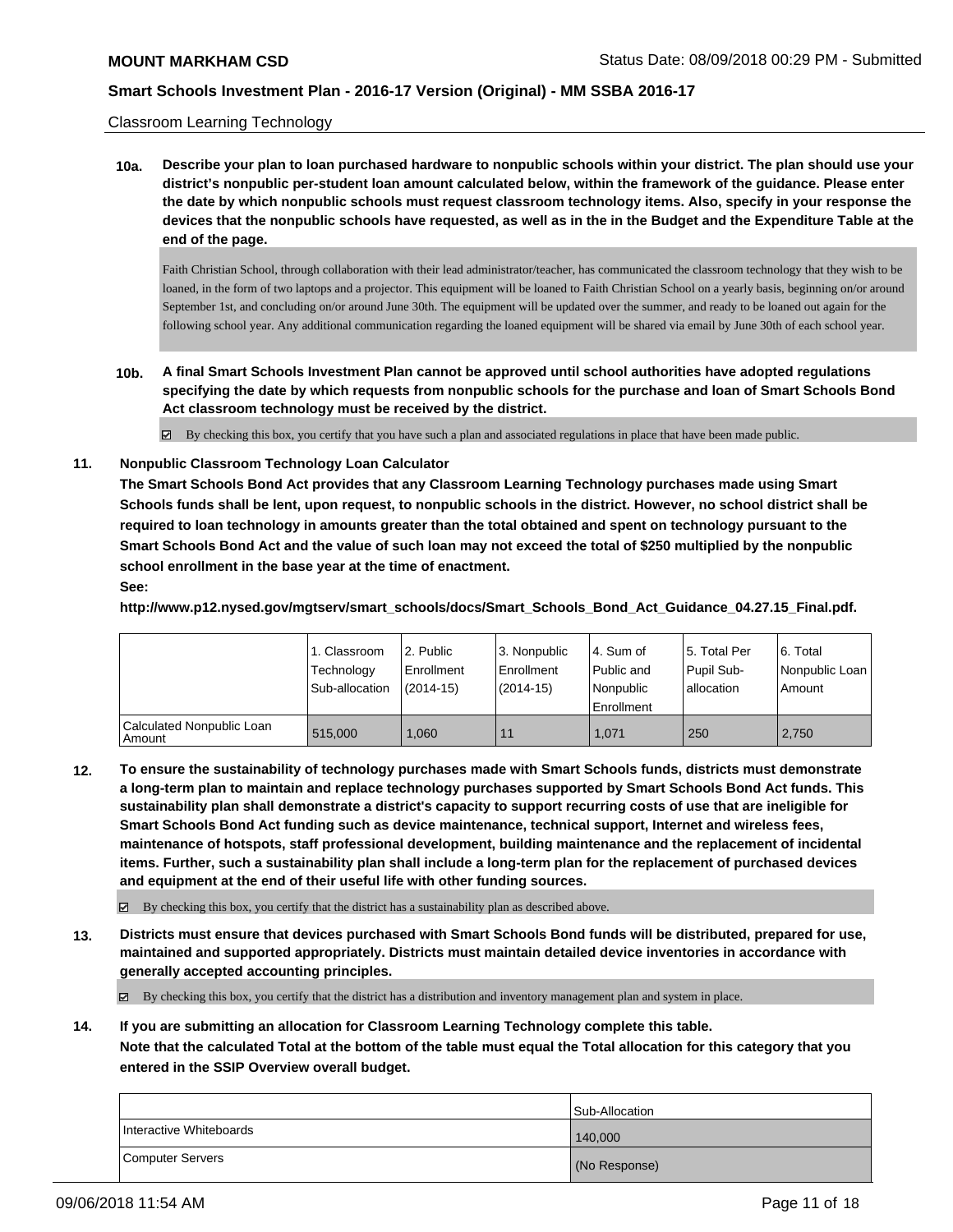Classroom Learning Technology

**10a. Describe your plan to loan purchased hardware to nonpublic schools within your district. The plan should use your district's nonpublic per-student loan amount calculated below, within the framework of the guidance. Please enter the date by which nonpublic schools must request classroom technology items. Also, specify in your response the devices that the nonpublic schools have requested, as well as in the in the Budget and the Expenditure Table at the end of the page.**

Faith Christian School, through collaboration with their lead administrator/teacher, has communicated the classroom technology that they wish to be loaned, in the form of two laptops and a projector. This equipment will be loaned to Faith Christian School on a yearly basis, beginning on/or around September 1st, and concluding on/or around June 30th. The equipment will be updated over the summer, and ready to be loaned out again for the following school year. Any additional communication regarding the loaned equipment will be shared via email by June 30th of each school year.

**10b. A final Smart Schools Investment Plan cannot be approved until school authorities have adopted regulations specifying the date by which requests from nonpublic schools for the purchase and loan of Smart Schools Bond Act classroom technology must be received by the district.**

☑ By checking this box, you certify that you have such a plan and associated regulations in place that have been made public.

**11. Nonpublic Classroom Technology Loan Calculator**

**The Smart Schools Bond Act provides that any Classroom Learning Technology purchases made using Smart Schools funds shall be lent, upon request, to nonpublic schools in the district. However, no school district shall be required to loan technology in amounts greater than the total obtained and spent on technology pursuant to the Smart Schools Bond Act and the value of such loan may not exceed the total of $250 multiplied by the nonpublic school enrollment in the base year at the time of enactment.**

**See:**

**http://www.p12.nysed.gov/mgtserv/smart_schools/docs/Smart_Schools_Bond_Act_Guidance_04.27.15_Final.pdf.**

| | 1. Classroom Technology Sub-allocation | 2. Public Enrollment (2014-15) | 3. Nonpublic Enrollment (2014-15) | 4. Sum of Public and Nonpublic Enrollment | 5. Total Per Pupil Sub-allocation | 6. Total Nonpublic Loan Amount |
|---|---|---|---|---|---|---|
| Calculated Nonpublic Loan Amount | 515,000 | 1,060 | 11 | 1,071 | 250 | 2,750 |

**12. To ensure the sustainability of technology purchases made with Smart Schools funds, districts must demonstrate a long-term plan to maintain and replace technology purchases supported by Smart Schools Bond Act funds. This sustainability plan shall demonstrate a district's capacity to support recurring costs of use that are ineligible for Smart Schools Bond Act funding such as device maintenance, technical support, Internet and wireless fees, maintenance of hotspots, staff professional development, building maintenance and the replacement of incidental items. Further, such a sustainability plan shall include a long-term plan for the replacement of purchased devices and equipment at the end of their useful life with other funding sources.**

☑ By checking this box, you certify that the district has a sustainability plan as described above.

**13. Districts must ensure that devices purchased with Smart Schools Bond funds will be distributed, prepared for use, maintained and supported appropriately. Districts must maintain detailed device inventories in accordance with generally accepted accounting principles.**

☑ By checking this box, you certify that the district has a distribution and inventory management plan and system in place.

**14. If you are submitting an allocation for Classroom Learning Technology complete this table. Note that the calculated Total at the bottom of the table must equal the Total allocation for this category that you entered in the SSIP Overview overall budget.**

| | Sub-Allocation |
|---|---|
| Interactive Whiteboards | 140,000 |
| Computer Servers | (No Response) |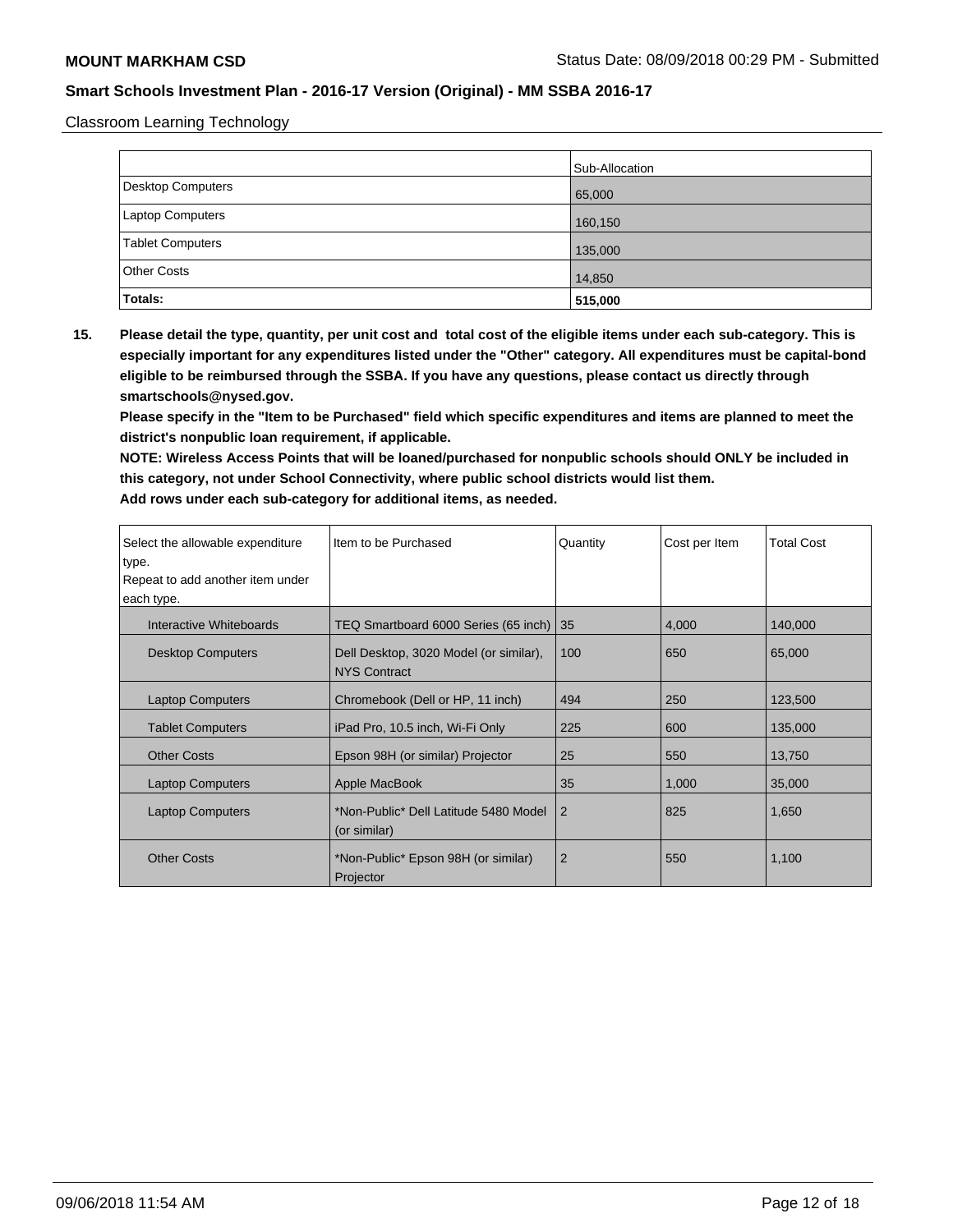Classroom Learning Technology

| | Sub-Allocation |
|---|---|
| Desktop Computers | 65,000 |
| Laptop Computers | 160,150 |
| Tablet Computers | 135,000 |
| Other Costs | 14,850 |
| **Totals:** | **515,000** |

**15. Please detail the type, quantity, per unit cost and total cost of the eligible items under each sub-category. This is especially important for any expenditures listed under the "Other" category. All expenditures must be capital-bond eligible to be reimbursed through the SSBA. If you have any questions, please contact us directly through smartschools@nysed.gov.**

**Please specify in the "Item to be Purchased" field which specific expenditures and items are planned to meet the district's nonpublic loan requirement, if applicable.**

**NOTE: Wireless Access Points that will be loaned/purchased for nonpublic schools should ONLY be included in this category, not under School Connectivity, where public school districts would list them.**

**Add rows under each sub-category for additional items, as needed.**

| Select the allowable expenditure type. Repeat to add another item under each type. | Item to be Purchased | Quantity | Cost per Item | Total Cost |
|---|---|---|---|---|
| Interactive Whiteboards | TEQ Smartboard 6000 Series (65 inch) | 35 | 4,000 | 140,000 |
| Desktop Computers | Dell Desktop, 3020 Model (or similar), NYS Contract | 100 | 650 | 65,000 |
| Laptop Computers | Chromebook (Dell or HP, 11 inch) | 494 | 250 | 123,500 |
| Tablet Computers | iPad Pro, 10.5 inch, Wi-Fi Only | 225 | 600 | 135,000 |
| Other Costs | Epson 98H (or similar) Projector | 25 | 550 | 13,750 |
| Laptop Computers | Apple MacBook | 35 | 1,000 | 35,000 |
| Laptop Computers | *Non-Public* Dell Latitude 5480 Model (or similar) | 2 | 825 | 1,650 |
| Other Costs | *Non-Public* Epson 98H (or similar) Projector | 2 | 550 | 1,100 |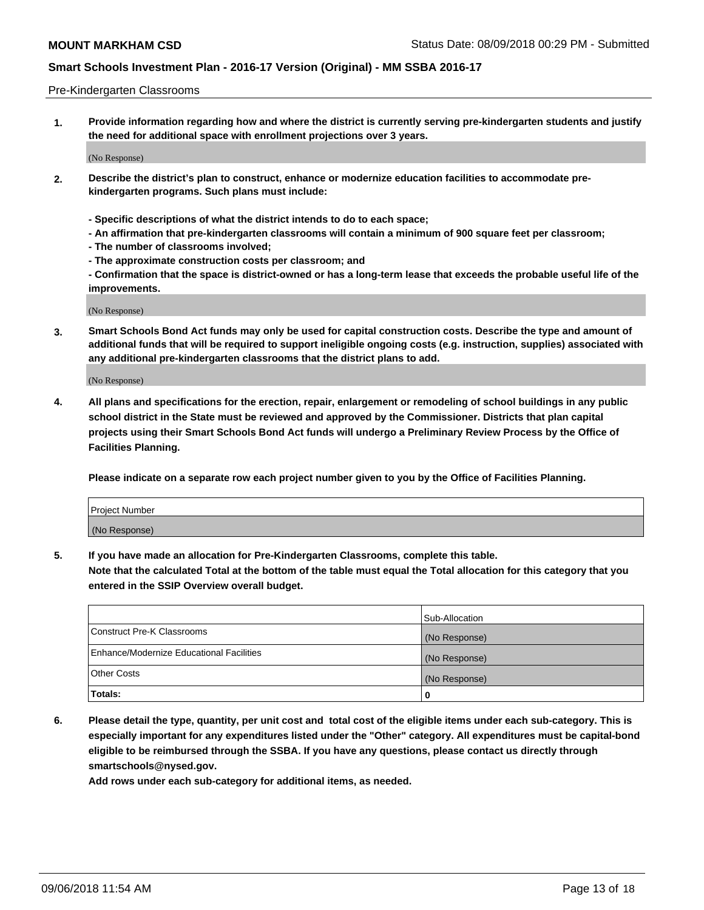Pre-Kindergarten Classrooms

1. **Provide information regarding how and where the district is currently serving pre-kindergarten students and justify the need for additional space with enrollment projections over 3 years.**

(No Response)

2. **Describe the district's plan to construct, enhance or modernize education facilities to accommodate pre-kindergarten programs. Such plans must include:**

   **- Specific descriptions of what the district intends to do to each space;**
   **- An affirmation that pre-kindergarten classrooms will contain a minimum of 900 square feet per classroom;**
   **- The number of classrooms involved;**
   **- The approximate construction costs per classroom; and**
   **- Confirmation that the space is district-owned or has a long-term lease that exceeds the probable useful life of the improvements.**

(No Response)

3. **Smart Schools Bond Act funds may only be used for capital construction costs. Describe the type and amount of additional funds that will be required to support ineligible ongoing costs (e.g. instruction, supplies) associated with any additional pre-kindergarten classrooms that the district plans to add.**

(No Response)

4. **All plans and specifications for the erection, repair, enlargement or remodeling of school buildings in any public school district in the State must be reviewed and approved by the Commissioner. Districts that plan capital projects using their Smart Schools Bond Act funds will undergo a Preliminary Review Process by the Office of Facilities Planning.**

   **Please indicate on a separate row each project number given to you by the Office of Facilities Planning.**

| Project Number |
| --- |
| (No Response) |

5. **If you have made an allocation for Pre-Kindergarten Classrooms, complete this table.**
   **Note that the calculated Total at the bottom of the table must equal the Total allocation for this category that you entered in the SSIP Overview overall budget.**

| | Sub-Allocation |
| --- | --- |
| Construct Pre-K Classrooms | (No Response) |
| Enhance/Modernize Educational Facilities | (No Response) |
| Other Costs | (No Response) |
| **Totals:** | **0** |

6. **Please detail the type, quantity, per unit cost and total cost of the eligible items under each sub-category. This is especially important for any expenditures listed under the "Other" category. All expenditures must be capital-bond eligible to be reimbursed through the SSBA. If you have any questions, please contact us directly through smartschools@nysed.gov.**
   **Add rows under each sub-category for additional items, as needed.**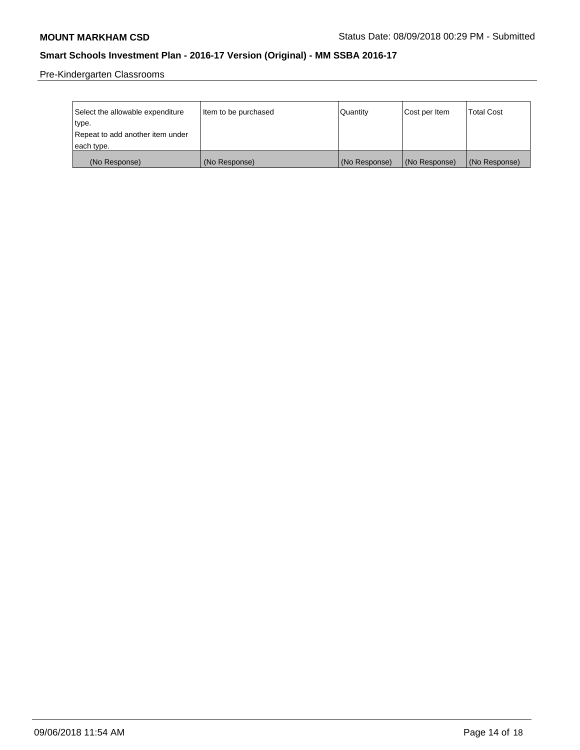Pre-Kindergarten Classrooms

| Select the allowable expenditure type. Repeat to add another item under each type. | Item to be purchased | Quantity | Cost per Item | Total Cost |
|---|---|---|---|---|
| (No Response) | (No Response) | (No Response) | (No Response) | (No Response) |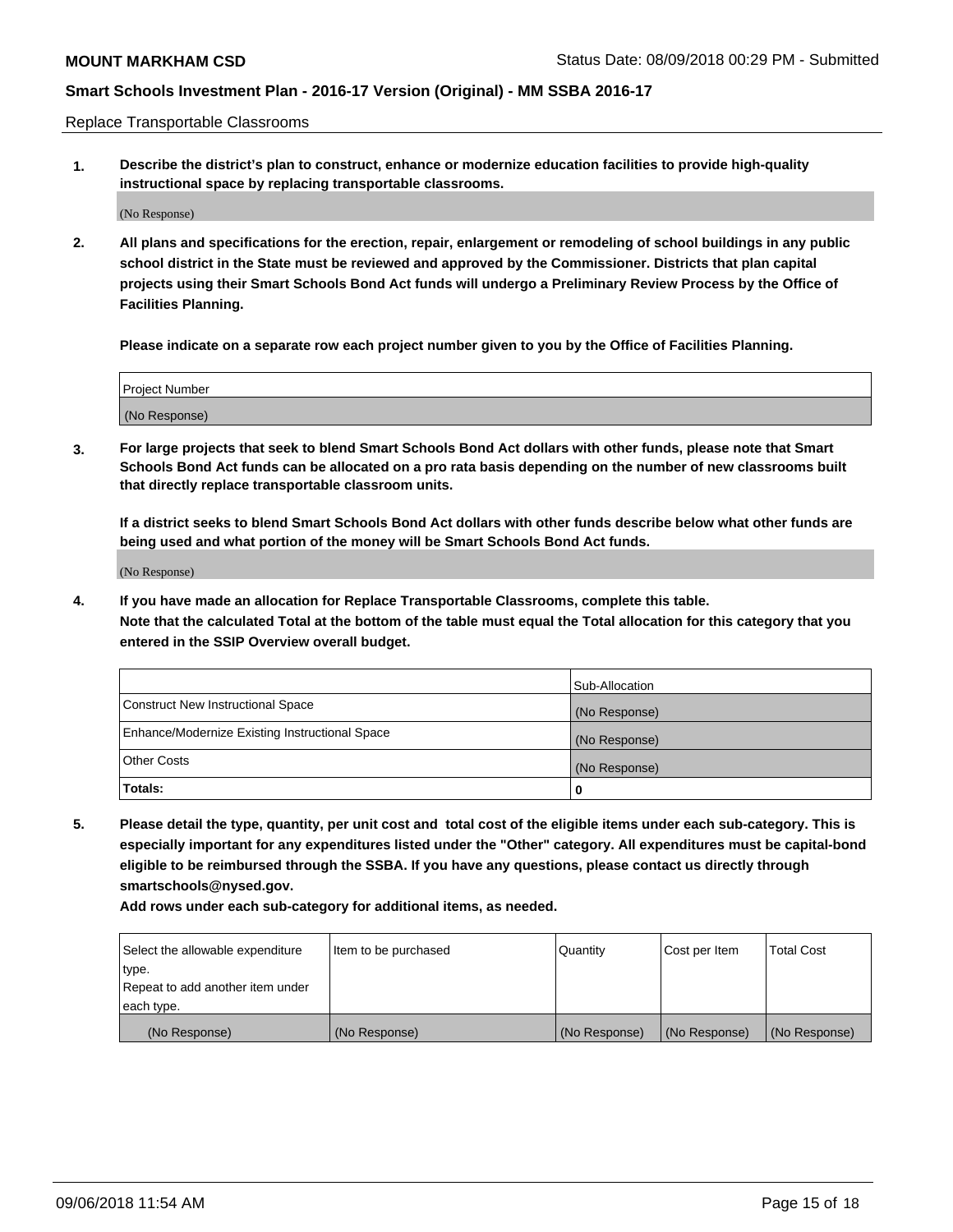Replace Transportable Classrooms

1. **Describe the district's plan to construct, enhance or modernize education facilities to provide high-quality instructional space by replacing transportable classrooms.**

(No Response)

2. **All plans and specifications for the erection, repair, enlargement or remodeling of school buildings in any public school district in the State must be reviewed and approved by the Commissioner. Districts that plan capital projects using their Smart Schools Bond Act funds will undergo a Preliminary Review Process by the Office of Facilities Planning.**

   **Please indicate on a separate row each project number given to you by the Office of Facilities Planning.**

| Project Number |
|---|
| (No Response) |

3. **For large projects that seek to blend Smart Schools Bond Act dollars with other funds, please note that Smart Schools Bond Act funds can be allocated on a pro rata basis depending on the number of new classrooms built that directly replace transportable classroom units.**

   **If a district seeks to blend Smart Schools Bond Act dollars with other funds describe below what other funds are being used and what portion of the money will be Smart Schools Bond Act funds.**

(No Response)

4. **If you have made an allocation for Replace Transportable Classrooms, complete this table. Note that the calculated Total at the bottom of the table must equal the Total allocation for this category that you entered in the SSIP Overview overall budget.**

| | Sub-Allocation |
|---|---|
| Construct New Instructional Space | (No Response) |
| Enhance/Modernize Existing Instructional Space | (No Response) |
| Other Costs | (No Response) |
| **Totals:** | **0** |

5. **Please detail the type, quantity, per unit cost and total cost of the eligible items under each sub-category. This is especially important for any expenditures listed under the "Other" category. All expenditures must be capital-bond eligible to be reimbursed through the SSBA. If you have any questions, please contact us directly through smartschools@nysed.gov.**

   **Add rows under each sub-category for additional items, as needed.**

| Select the allowable expenditure type. Repeat to add another item under each type. | Item to be purchased | Quantity | Cost per Item | Total Cost |
|---|---|---|---|---|
| (No Response) | (No Response) | (No Response) | (No Response) | (No Response) |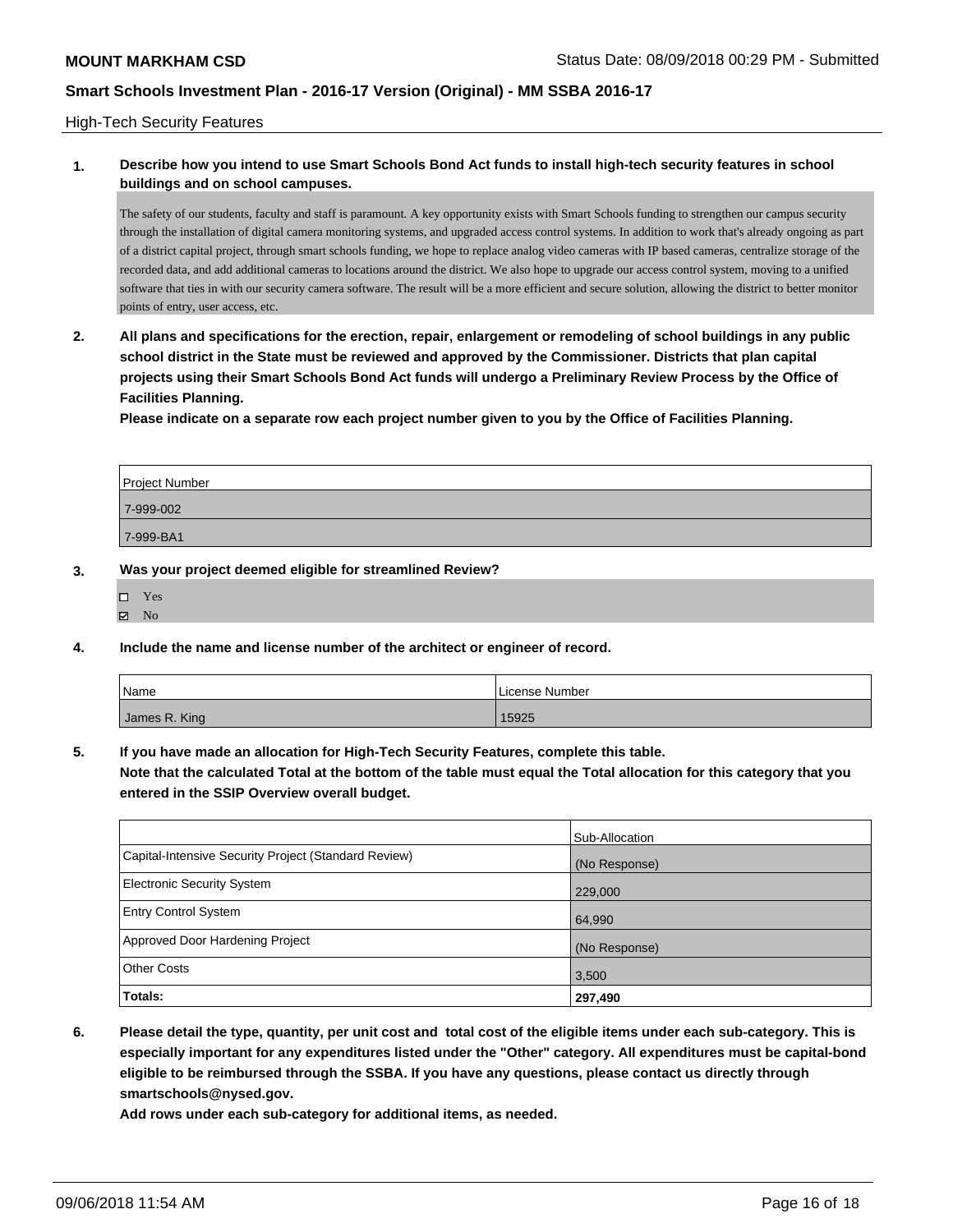High-Tech Security Features

**1. Describe how you intend to use Smart Schools Bond Act funds to install high-tech security features in school buildings and on school campuses.**

The safety of our students, faculty and staff is paramount. A key opportunity exists with Smart Schools funding to strengthen our campus security through the installation of digital camera monitoring systems, and upgraded access control systems. In addition to work that's already ongoing as part of a district capital project, through smart schools funding, we hope to replace analog video cameras with IP based cameras, centralize storage of the recorded data, and add additional cameras to locations around the district. We also hope to upgrade our access control system, moving to a unified software that ties in with our security camera software. The result will be a more efficient and secure solution, allowing the district to better monitor points of entry, user access, etc.

**2. All plans and specifications for the erection, repair, enlargement or remodeling of school buildings in any public school district in the State must be reviewed and approved by the Commissioner. Districts that plan capital projects using their Smart Schools Bond Act funds will undergo a Preliminary Review Process by the Office of Facilities Planning.**

**Please indicate on a separate row each project number given to you by the Office of Facilities Planning.**

| Project Number |
| --- |
| 7-999-002 |
| 7-999-BA1 |

**3. Was your project deemed eligible for streamlined Review?**

- ☐ Yes
- ☑ No

**4. Include the name and license number of the architect or engineer of record.**

| Name | License Number |
| --- | --- |
| James R. King | 15925 |

**5. If you have made an allocation for High-Tech Security Features, complete this table.**

**Note that the calculated Total at the bottom of the table must equal the Total allocation for this category that you entered in the SSIP Overview overall budget.**

| | Sub-Allocation |
| --- | --- |
| Capital-Intensive Security Project (Standard Review) | (No Response) |
| Electronic Security System | 229,000 |
| Entry Control System | 64,990 |
| Approved Door Hardening Project | (No Response) |
| Other Costs | 3,500 |
| **Totals:** | **297,490** |

**6. Please detail the type, quantity, per unit cost and total cost of the eligible items under each sub-category. This is especially important for any expenditures listed under the "Other" category. All expenditures must be capital-bond eligible to be reimbursed through the SSBA. If you have any questions, please contact us directly through smartschools@nysed.gov.**

**Add rows under each sub-category for additional items, as needed.**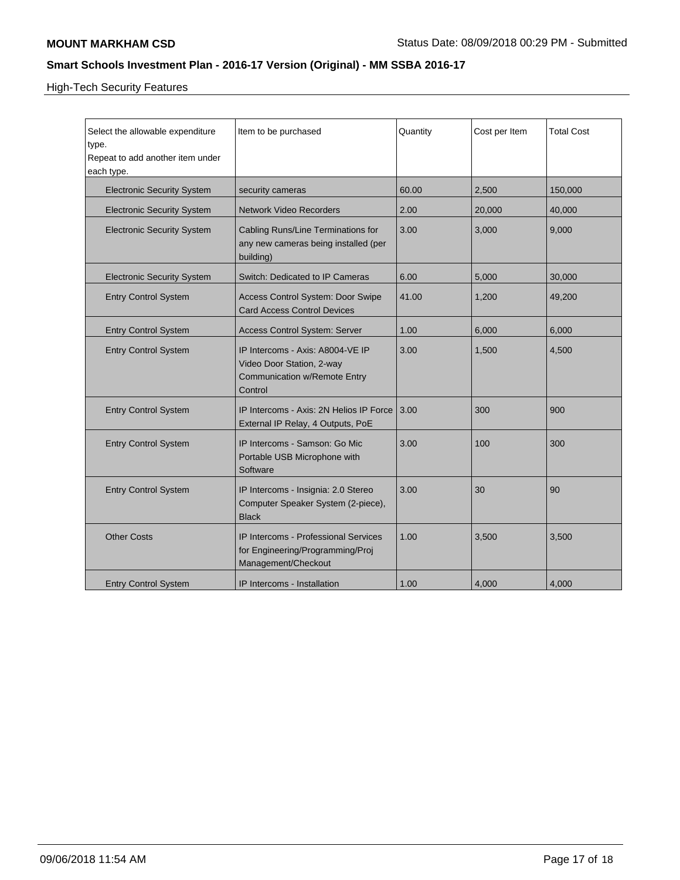High-Tech Security Features

| Select the allowable expenditure type. Repeat to add another item under each type. | Item to be purchased | Quantity | Cost per Item | Total Cost |
|---|---|---|---|---|
| Electronic Security System | security cameras | 60.00 | 2,500 | 150,000 |
| Electronic Security System | Network Video Recorders | 2.00 | 20,000 | 40,000 |
| Electronic Security System | Cabling Runs/Line Terminations for any new cameras being installed (per building) | 3.00 | 3,000 | 9,000 |
| Electronic Security System | Switch: Dedicated to IP Cameras | 6.00 | 5,000 | 30,000 |
| Entry Control System | Access Control System: Door Swipe Card Access Control Devices | 41.00 | 1,200 | 49,200 |
| Entry Control System | Access Control System: Server | 1.00 | 6,000 | 6,000 |
| Entry Control System | IP Intercoms - Axis: A8004-VE IP Video Door Station, 2-way Communication w/Remote Entry Control | 3.00 | 1,500 | 4,500 |
| Entry Control System | IP Intercoms - Axis: 2N Helios IP Force External IP Relay, 4 Outputs, PoE | 3.00 | 300 | 900 |
| Entry Control System | IP Intercoms - Samson: Go Mic Portable USB Microphone with Software | 3.00 | 100 | 300 |
| Entry Control System | IP Intercoms - Insignia: 2.0 Stereo Computer Speaker System (2-piece), Black | 3.00 | 30 | 90 |
| Other Costs | IP Intercoms - Professional Services for Engineering/Programming/Proj Management/Checkout | 1.00 | 3,500 | 3,500 |
| Entry Control System | IP Intercoms - Installation | 1.00 | 4,000 | 4,000 |